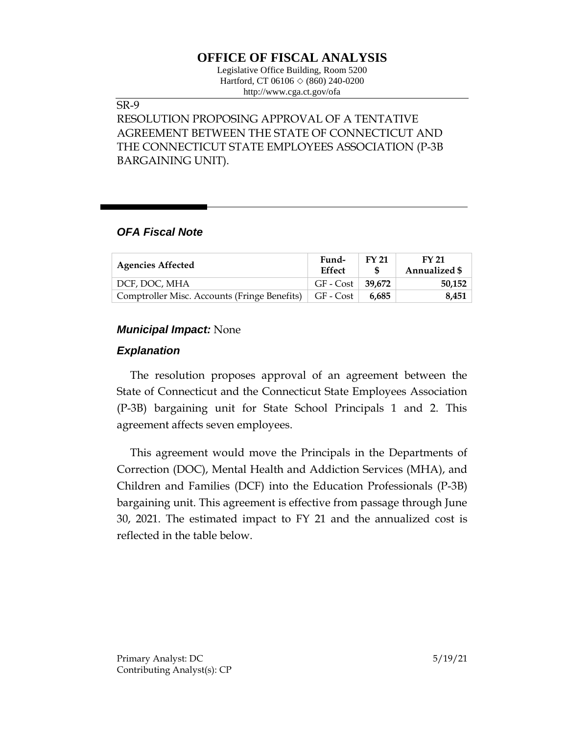# OFFICE OF FISCAL ANALYSIS

Legislative Office Building, Room 5200
Hartford, CT 06106 ◇ (860) 240-0200
http://www.cga.ct.gov/ofa

SR-9
RESOLUTION PROPOSING APPROVAL OF A TENTATIVE AGREEMENT BETWEEN THE STATE OF CONNECTICUT AND THE CONNECTICUT STATE EMPLOYEES ASSOCIATION (P-3B BARGAINING UNIT).

## *OFA Fiscal Note*

| Agencies Affected | Fund-Effect | FY 21 $ | FY 21 Annualized $ |
|---|---|---|---|
| DCF, DOC, MHA | GF - Cost | **39,672** | **50,152** |
| Comptroller Misc. Accounts (Fringe Benefits) | GF - Cost | **6,685** | **8,451** |

***Municipal Impact:*** None

### *Explanation*

The resolution proposes approval of an agreement between the State of Connecticut and the Connecticut State Employees Association (P-3B) bargaining unit for State School Principals 1 and 2. This agreement affects seven employees.

This agreement would move the Principals in the Departments of Correction (DOC), Mental Health and Addiction Services (MHA), and Children and Families (DCF) into the Education Professionals (P-3B) bargaining unit. This agreement is effective from passage through June 30, 2021. The estimated impact to FY 21 and the annualized cost is reflected in the table below.

Primary Analyst: DC
Contributing Analyst(s): CP

5/19/21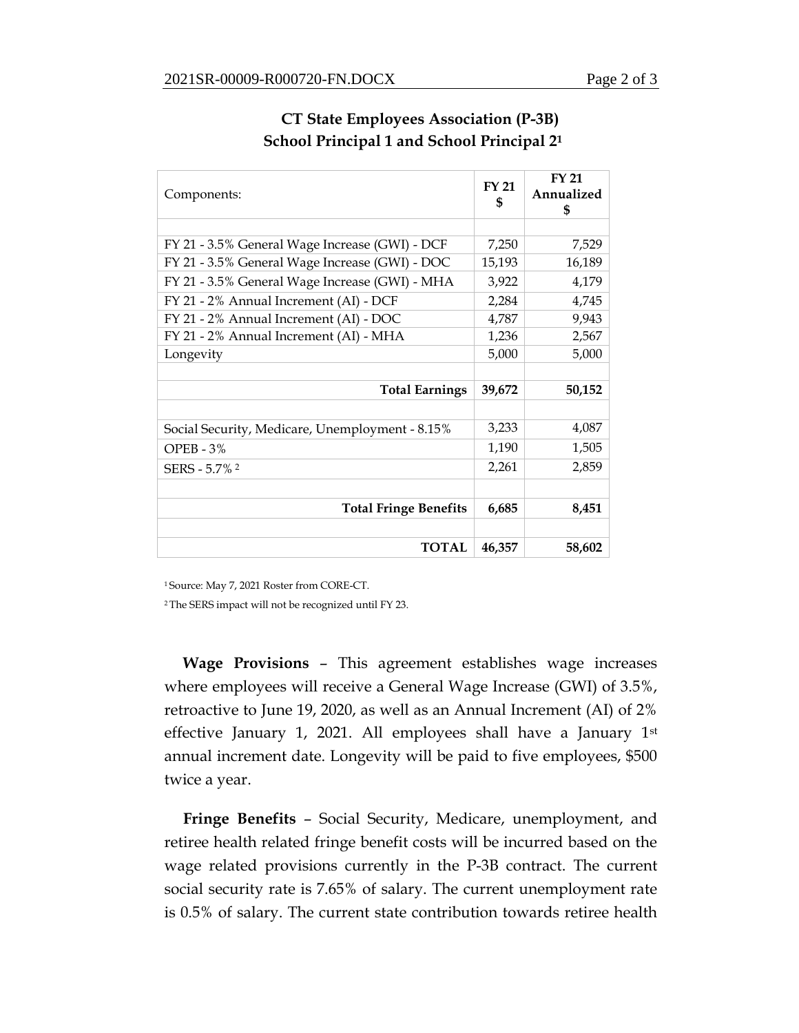## CT State Employees Association (P-3B)
## School Principal 1 and School Principal 2[1]

| Components: | FY 21 $ | FY 21 Annualized $ |
|---|---|---|
| | | |
| FY 21 - 3.5% General Wage Increase (GWI) - DCF | 7,250 | 7,529 |
| FY 21 - 3.5% General Wage Increase (GWI) - DOC | 15,193 | 16,189 |
| FY 21 - 3.5% General Wage Increase (GWI) - MHA | 3,922 | 4,179 |
| FY 21 - 2% Annual Increment (AI) - DCF | 2,284 | 4,745 |
| FY 21 - 2% Annual Increment (AI) - DOC | 4,787 | 9,943 |
| FY 21 - 2% Annual Increment (AI) - MHA | 1,236 | 2,567 |
| Longevity | 5,000 | 5,000 |
| | | |
| **Total Earnings** | **39,672** | **50,152** |
| | | |
| Social Security, Medicare, Unemployment - 8.15% | 3,233 | 4,087 |
| OPEB - 3% | 1,190 | 1,505 |
| SERS - 5.7% [2] | 2,261 | 2,859 |
| | | |
| **Total Fringe Benefits** | **6,685** | **8,451** |
| | | |
| **TOTAL** | **46,357** | **58,602** |

[1] Source: May 7, 2021 Roster from CORE-CT.

[2] The SERS impact will not be recognized until FY 23.

**Wage Provisions** – This agreement establishes wage increases where employees will receive a General Wage Increase (GWI) of 3.5%, retroactive to June 19, 2020, as well as an Annual Increment (AI) of 2% effective January 1, 2021. All employees shall have a January 1st annual increment date. Longevity will be paid to five employees, $500 twice a year.

**Fringe Benefits** – Social Security, Medicare, unemployment, and retiree health related fringe benefit costs will be incurred based on the wage related provisions currently in the P-3B contract. The current social security rate is 7.65% of salary. The current unemployment rate is 0.5% of salary. The current state contribution towards retiree health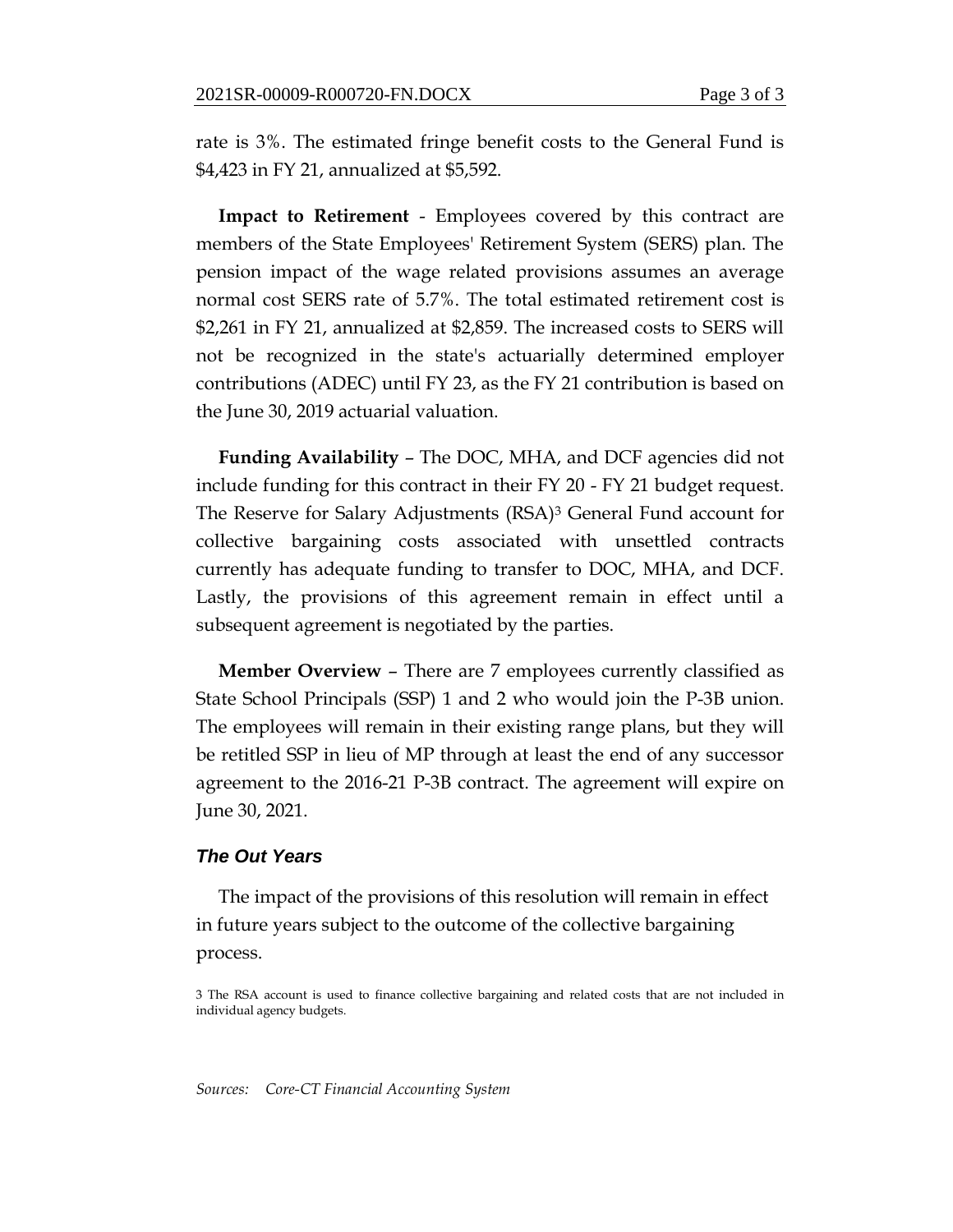rate is 3%. The estimated fringe benefit costs to the General Fund is $4,423 in FY 21, annualized at $5,592.

**Impact to Retirement** - Employees covered by this contract are members of the State Employees' Retirement System (SERS) plan. The pension impact of the wage related provisions assumes an average normal cost SERS rate of 5.7%. The total estimated retirement cost is $2,261 in FY 21, annualized at $2,859. The increased costs to SERS will not be recognized in the state's actuarially determined employer contributions (ADEC) until FY 23, as the FY 21 contribution is based on the June 30, 2019 actuarial valuation.

**Funding Availability** – The DOC, MHA, and DCF agencies did not include funding for this contract in their FY 20 - FY 21 budget request. The Reserve for Salary Adjustments (RSA)[3] General Fund account for collective bargaining costs associated with unsettled contracts currently has adequate funding to transfer to DOC, MHA, and DCF. Lastly, the provisions of this agreement remain in effect until a subsequent agreement is negotiated by the parties.

**Member Overview** – There are 7 employees currently classified as State School Principals (SSP) 1 and 2 who would join the P-3B union. The employees will remain in their existing range plans, but they will be retitled SSP in lieu of MP through at least the end of any successor agreement to the 2016-21 P-3B contract. The agreement will expire on June 30, 2021.

### *The Out Years*

The impact of the provisions of this resolution will remain in effect in future years subject to the outcome of the collective bargaining process.

3 The RSA account is used to finance collective bargaining and related costs that are not included in individual agency budgets.

*Sources: Core-CT Financial Accounting System*